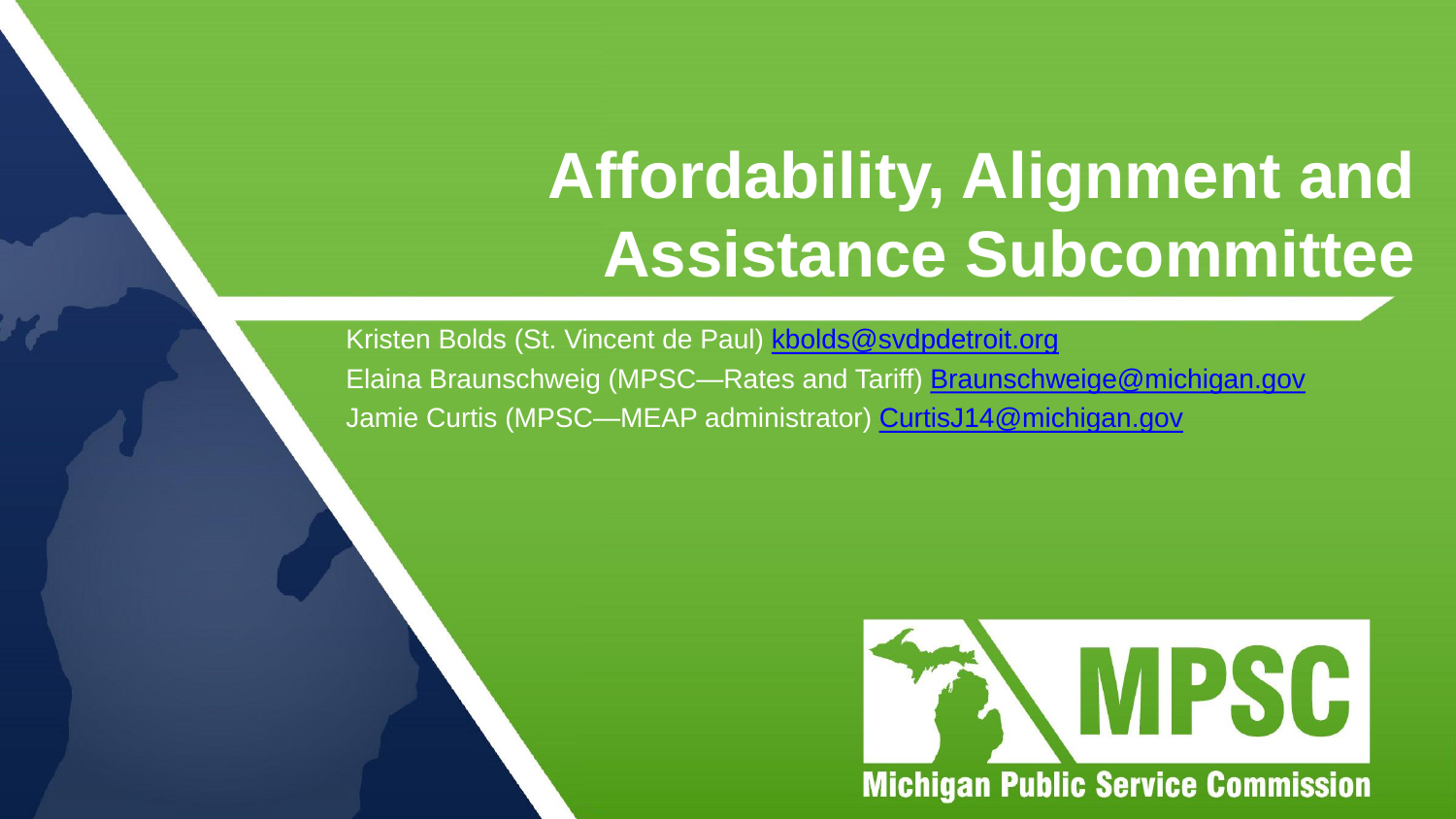# Affordability, Alignment and Assistance Subcommittee

Kristen Bolds (St. Vincent de Paul) kbolds@svdpdetroit.org
Elaina Braunschweig (MPSC—Rates and Tariff) Braunschweige@michigan.gov
Jamie Curtis (MPSC—MEAP administrator) CurtisJ14@michigan.gov

MPSC
Michigan Public Service Commission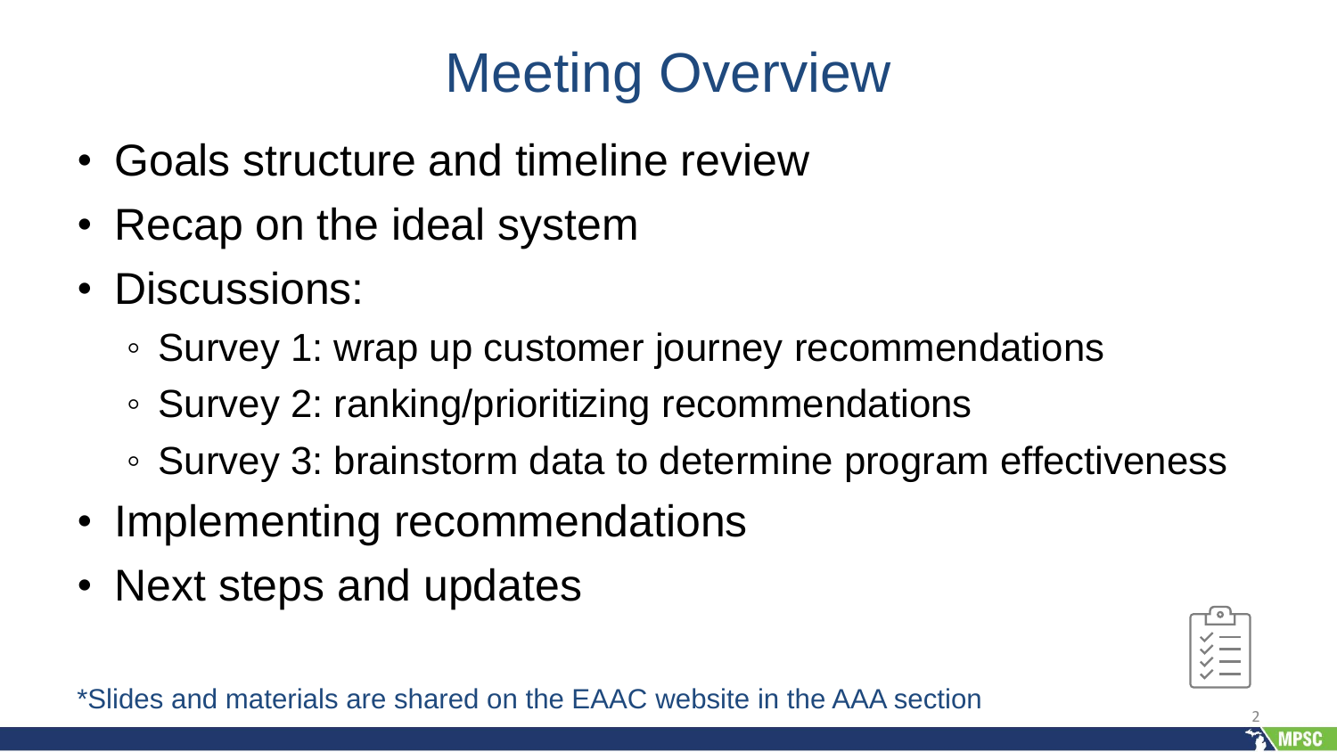# Meeting Overview

- Goals structure and timeline review
- Recap on the ideal system
- Discussions:
  - Survey 1: wrap up customer journey recommendations
  - Survey 2: ranking/prioritizing recommendations
  - Survey 3: brainstorm data to determine program effectiveness
- Implementing recommendations
- Next steps and updates

*Slides and materials are shared on the EAAC website in the AAA section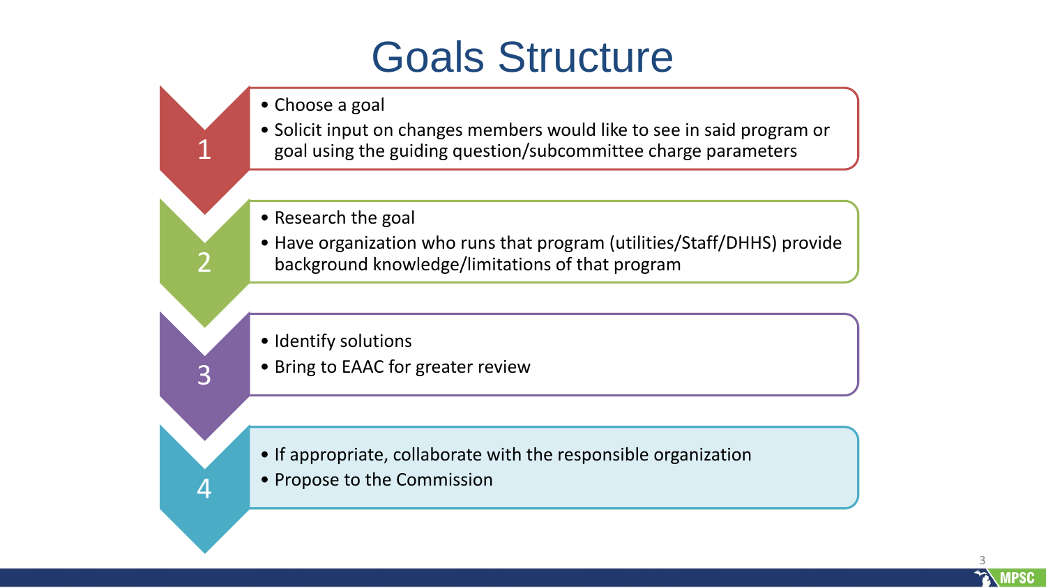# Goals Structure

1.
   - Choose a goal
   - Solicit input on changes members would like to see in said program or goal using the guiding question/subcommittee charge parameters

2.
   - Research the goal
   - Have organization who runs that program (utilities/Staff/DHHS) provide background knowledge/limitations of that program

3.
   - Identify solutions
   - Bring to EAAC for greater review

4.
   - If appropriate, collaborate with the responsible organization
   - Propose to the Commission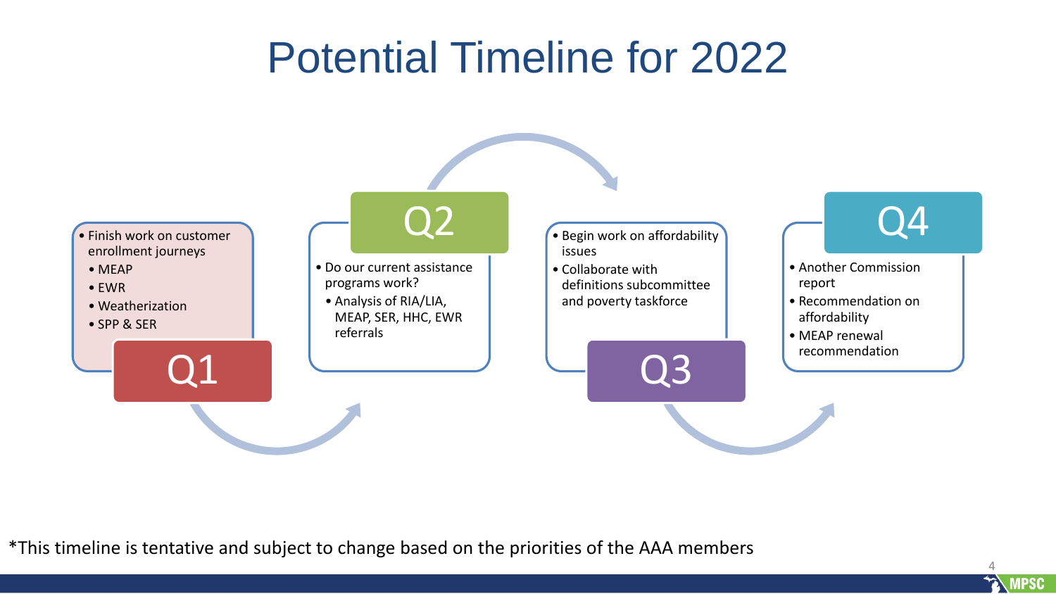# Potential Timeline for 2022

## Q1

- Finish work on customer enrollment journeys
  - MEAP
  - EWR
  - Weatherization
  - SPP & SER

## Q2

- Do our current assistance programs work?
  - Analysis of RIA/LIA, MEAP, SER, HHC, EWR referrals

## Q3

- Begin work on affordability issues
- Collaborate with definitions subcommittee and poverty taskforce

## Q4

- Another Commission report
- Recommendation on affordability
- MEAP renewal recommendation

*This timeline is tentative and subject to change based on the priorities of the AAA members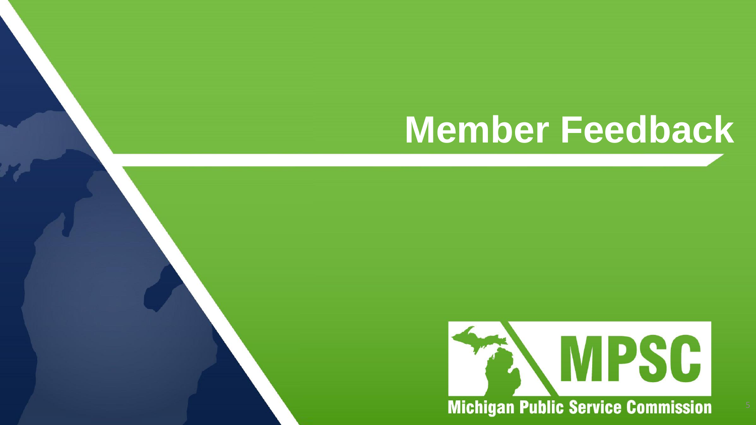# Member Feedback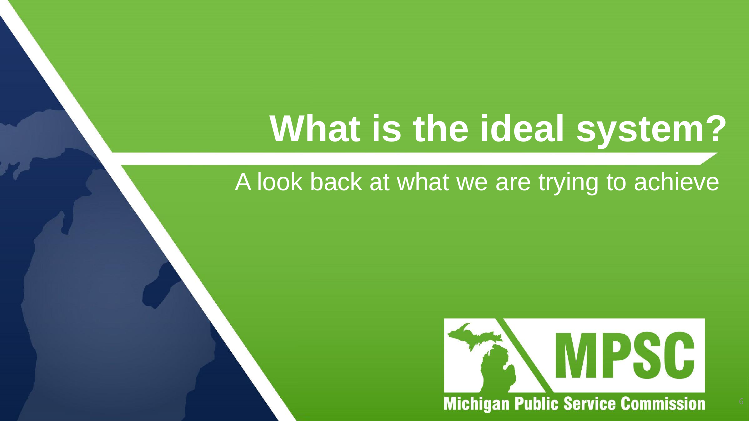# What is the ideal system?

A look back at what we are trying to achieve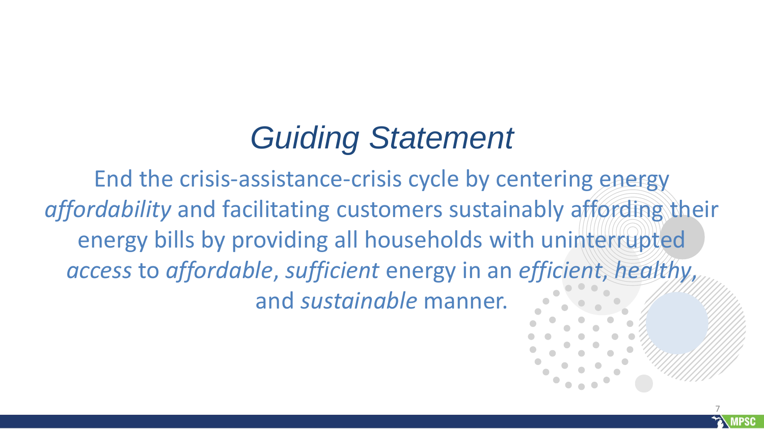# *Guiding Statement*

End the crisis-assistance-crisis cycle by centering energy *affordability* and facilitating customers sustainably affording their energy bills by providing all households with uninterrupted *access* to *affordable*, *sufficient* energy in an *efficient*, *healthy*, and *sustainable* manner.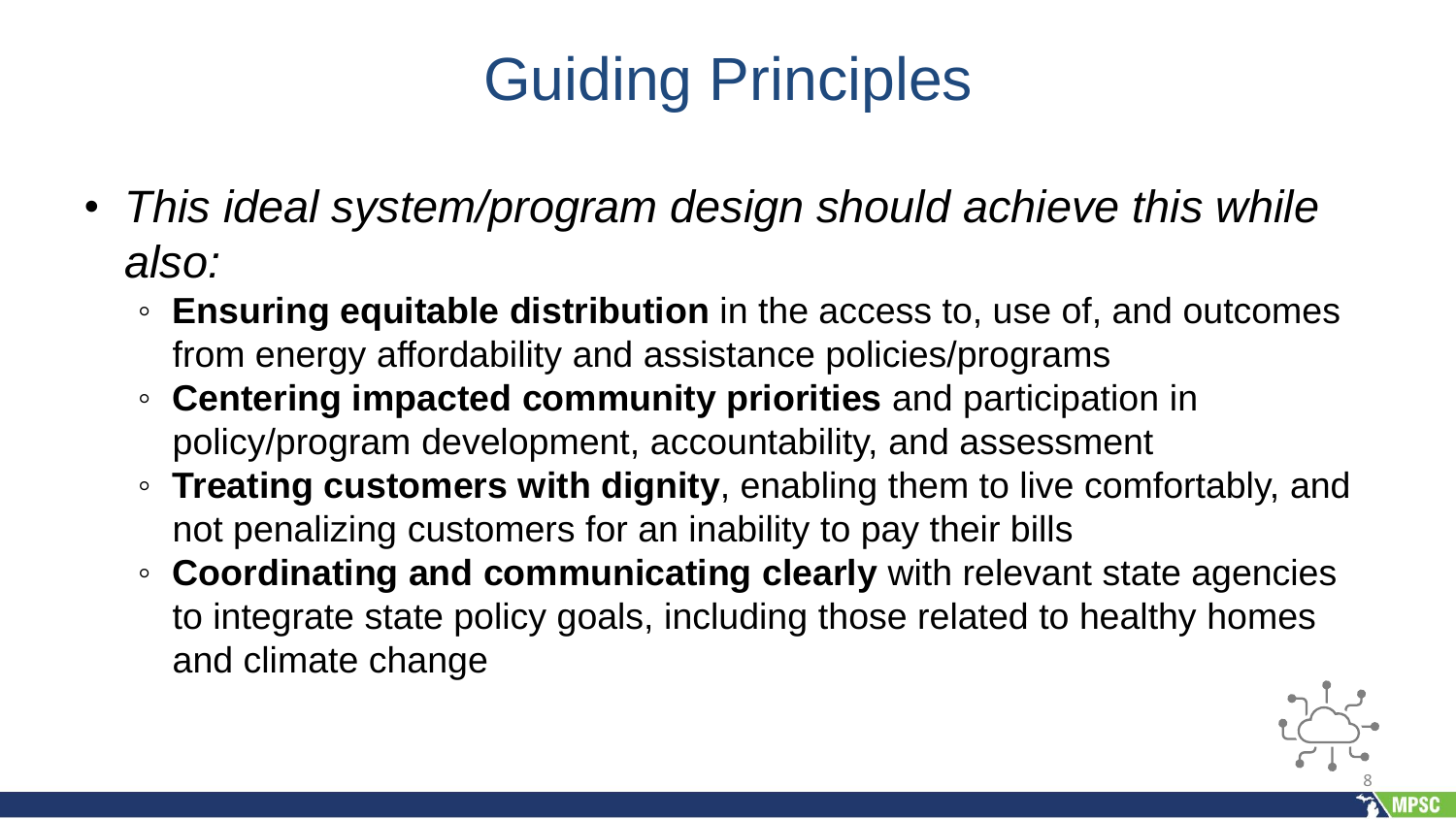# Guiding Principles

- *This ideal system/program design should achieve this while also:*
  - **Ensuring equitable distribution** in the access to, use of, and outcomes from energy affordability and assistance policies/programs
  - **Centering impacted community priorities** and participation in policy/program development, accountability, and assessment
  - **Treating customers with dignity**, enabling them to live comfortably, and not penalizing customers for an inability to pay their bills
  - **Coordinating and communicating clearly** with relevant state agencies to integrate state policy goals, including those related to healthy homes and climate change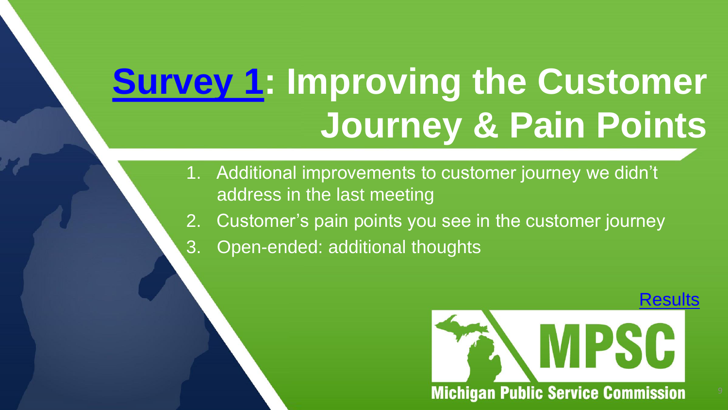# Survey 1: Improving the Customer Journey & Pain Points

1. Additional improvements to customer journey we didn't address in the last meeting
2. Customer's pain points you see in the customer journey
3. Open-ended: additional thoughts

Results

MPSC

Michigan Public Service Commission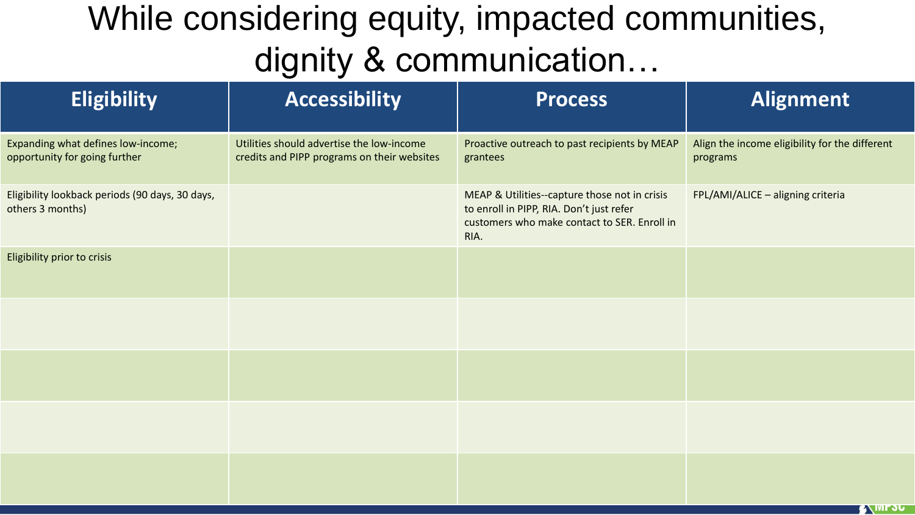# While considering equity, impacted communities, dignity & communication…

| Eligibility | Accessibility | Process | Alignment |
|---|---|---|---|
| Expanding what defines low-income; opportunity for going further | Utilities should advertise the low-income credits and PIPP programs on their websites | Proactive outreach to past recipients by MEAP grantees | Align the income eligibility for the different programs |
| Eligibility lookback periods (90 days, 30 days, others 3 months) | | MEAP & Utilities--capture those not in crisis to enroll in PIPP, RIA. Don't just refer customers who make contact to SER. Enroll in RIA. | FPL/AMI/ALICE – aligning criteria |
| Eligibility prior to crisis | | | |
| | | | |
| | | | |
| | | | |
| | | | |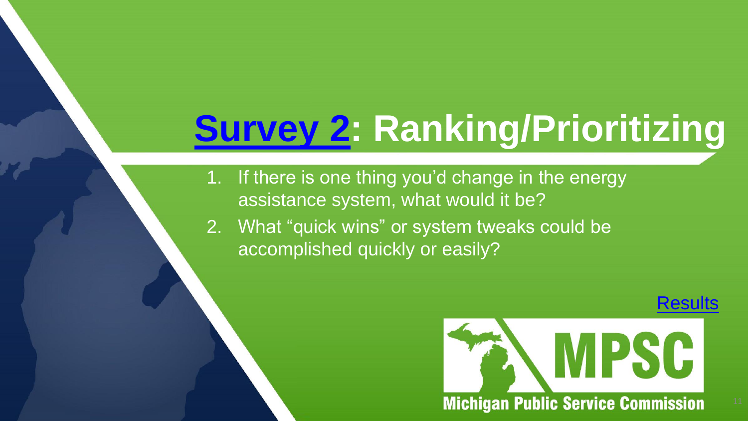# Survey 2: Ranking/Prioritizing

1. If there is one thing you'd change in the energy assistance system, what would it be?
2. What "quick wins" or system tweaks could be accomplished quickly or easily?

Results

MPSC

Michigan Public Service Commission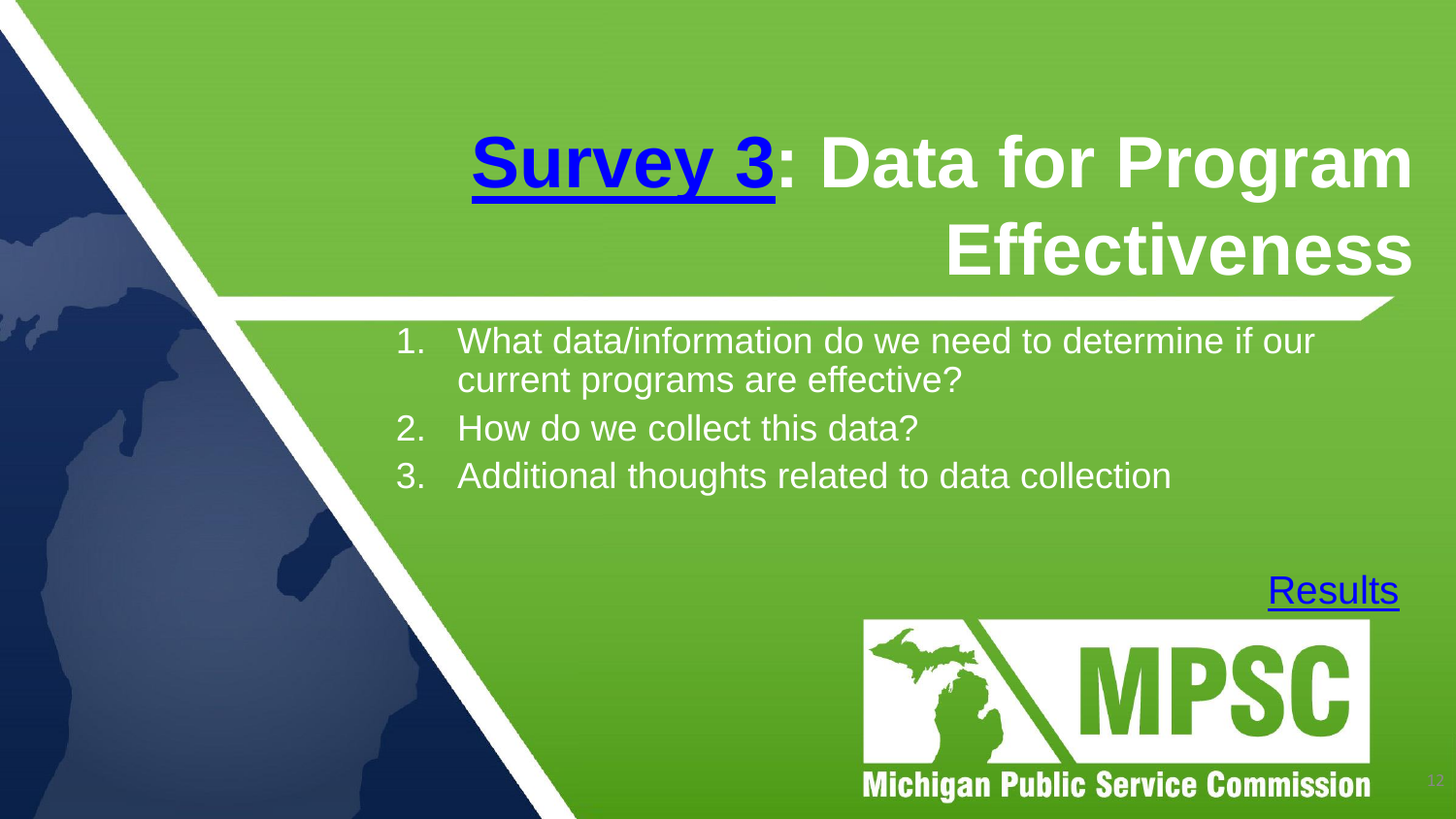# Survey 3: Data for Program Effectiveness

1. What data/information do we need to determine if our current programs are effective?
2. How do we collect this data?
3. Additional thoughts related to data collection

Results

MPSC

Michigan Public Service Commission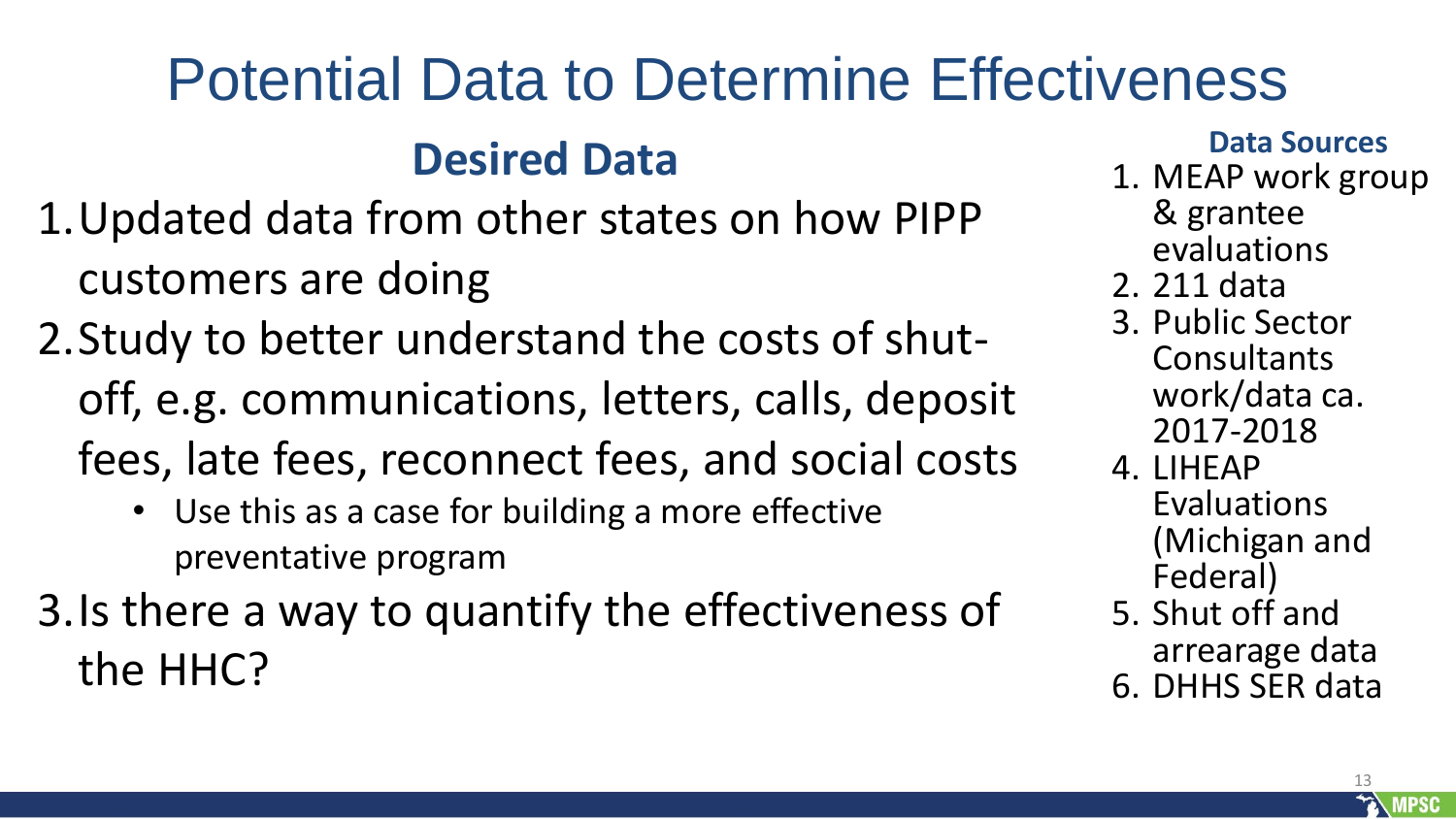# Potential Data to Determine Effectiveness

## Desired Data

1. Updated data from other states on how PIPP customers are doing
2. Study to better understand the costs of shut-off, e.g. communications, letters, calls, deposit fees, late fees, reconnect fees, and social costs
   - Use this as a case for building a more effective preventative program
3. Is there a way to quantify the effectiveness of the HHC?

## Data Sources

1. MEAP work group & grantee evaluations
2. 211 data
3. Public Sector Consultants work/data ca. 2017-2018
4. LIHEAP Evaluations (Michigan and Federal)
5. Shut off and arrearage data
6. DHHS SER data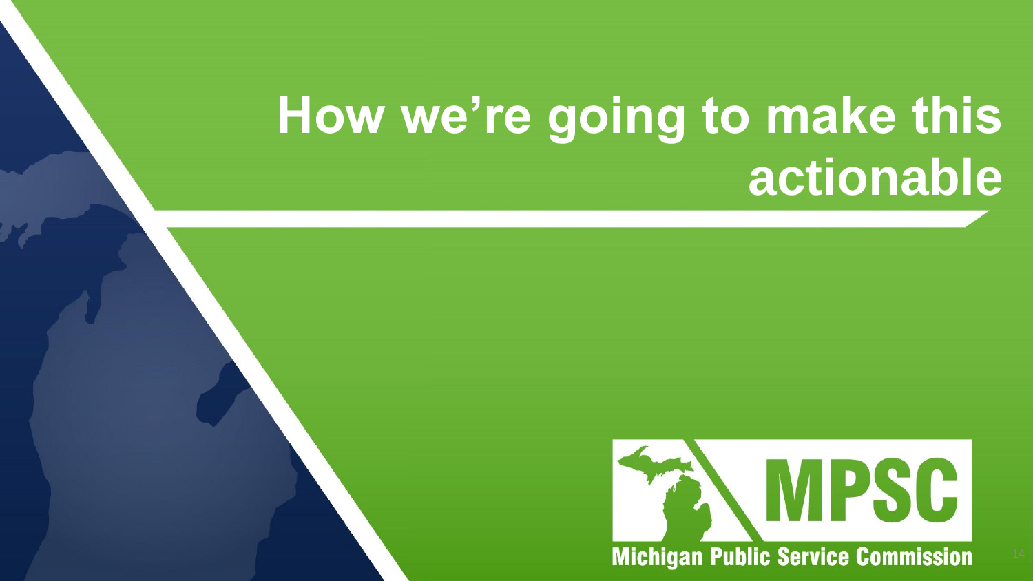# How we're going to make this actionable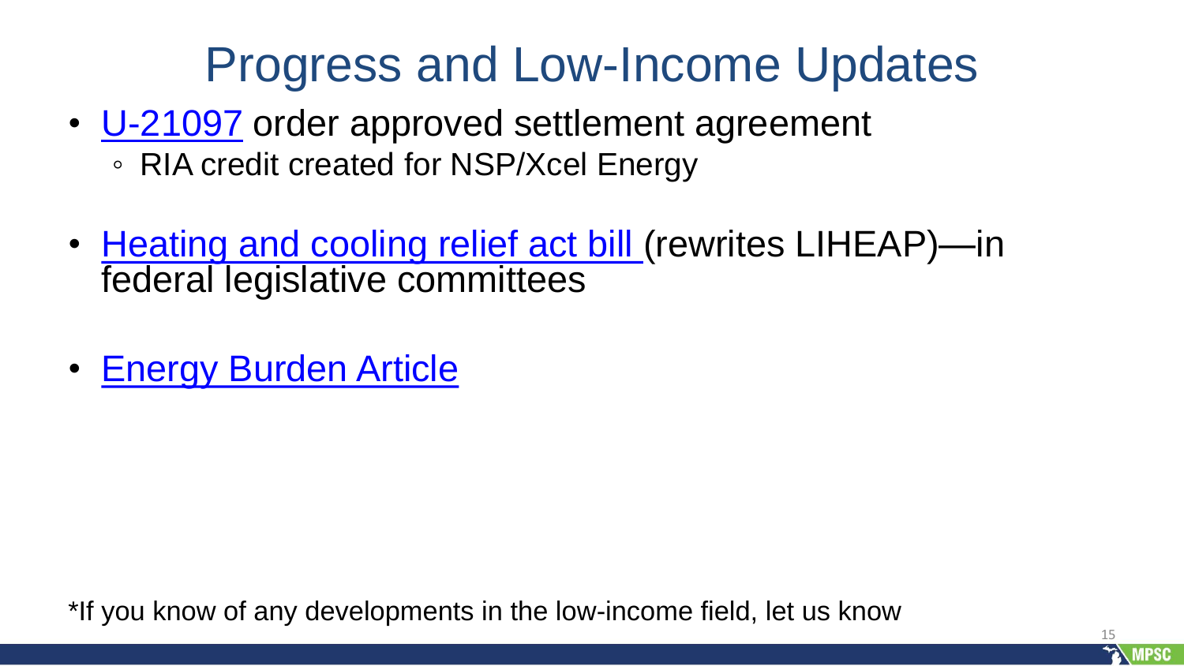# Progress and Low-Income Updates

- U-21097 order approved settlement agreement
  - RIA credit created for NSP/Xcel Energy
- Heating and cooling relief act bill (rewrites LIHEAP)—in federal legislative committees
- Energy Burden Article

*If you know of any developments in the low-income field, let us know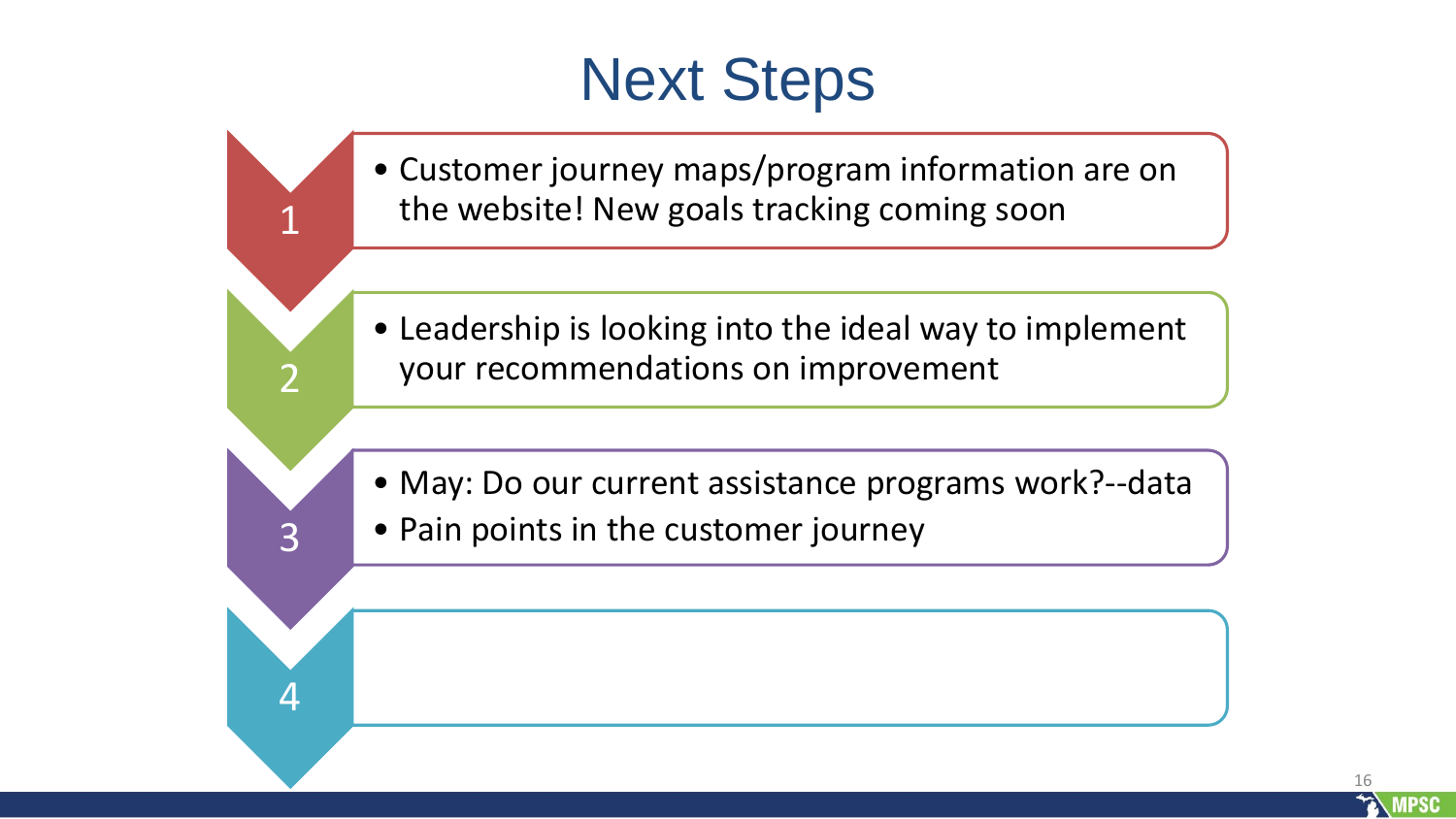# Next Steps

1. 
   - Customer journey maps/program information are on the website! New goals tracking coming soon

2. 
   - Leadership is looking into the ideal way to implement your recommendations on improvement

3. 
   - May: Do our current assistance programs work?--data
   - Pain points in the customer journey

4.